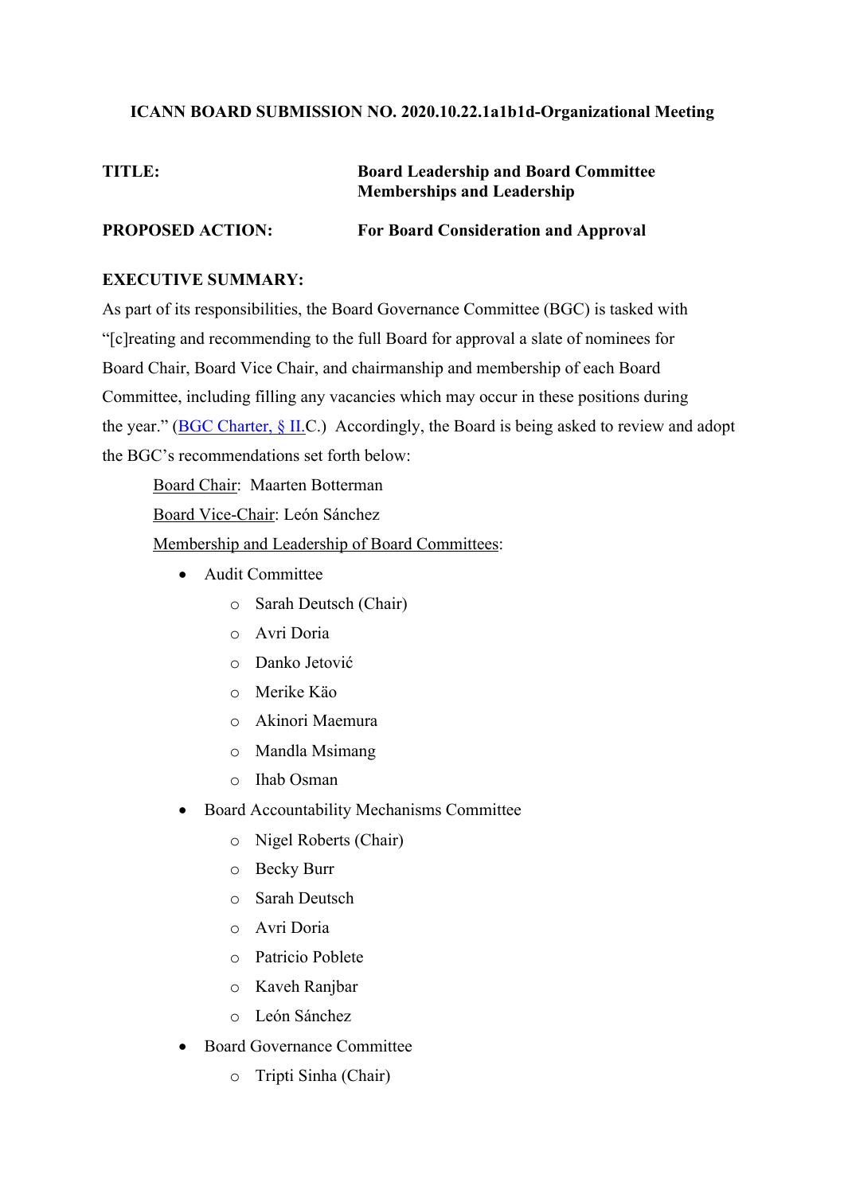**ICANN BOARD SUBMISSION NO. 2020.10.22.1a1b1d-Organizational Meeting**

**TITLE:** **Board Leadership and Board Committee Memberships and Leadership**

**PROPOSED ACTION:** **For Board Consideration and Approval**

**EXECUTIVE SUMMARY:**

As part of its responsibilities, the Board Governance Committee (BGC) is tasked with "[c]reating and recommending to the full Board for approval a slate of nominees for Board Chair, Board Vice Chair, and chairmanship and membership of each Board Committee, including filling any vacancies which may occur in these positions during the year." (BGC Charter, § II.C.) Accordingly, the Board is being asked to review and adopt the BGC's recommendations set forth below:

Board Chair: Maarten Botterman

Board Vice-Chair: León Sánchez

Membership and Leadership of Board Committees:

- Audit Committee
  - Sarah Deutsch (Chair)
  - Avri Doria
  - Danko Jetović
  - Merike Käo
  - Akinori Maemura
  - Mandla Msimang
  - Ihab Osman
- Board Accountability Mechanisms Committee
  - Nigel Roberts (Chair)
  - Becky Burr
  - Sarah Deutsch
  - Avri Doria
  - Patricio Poblete
  - Kaveh Ranjbar
  - León Sánchez
- Board Governance Committee
  - Tripti Sinha (Chair)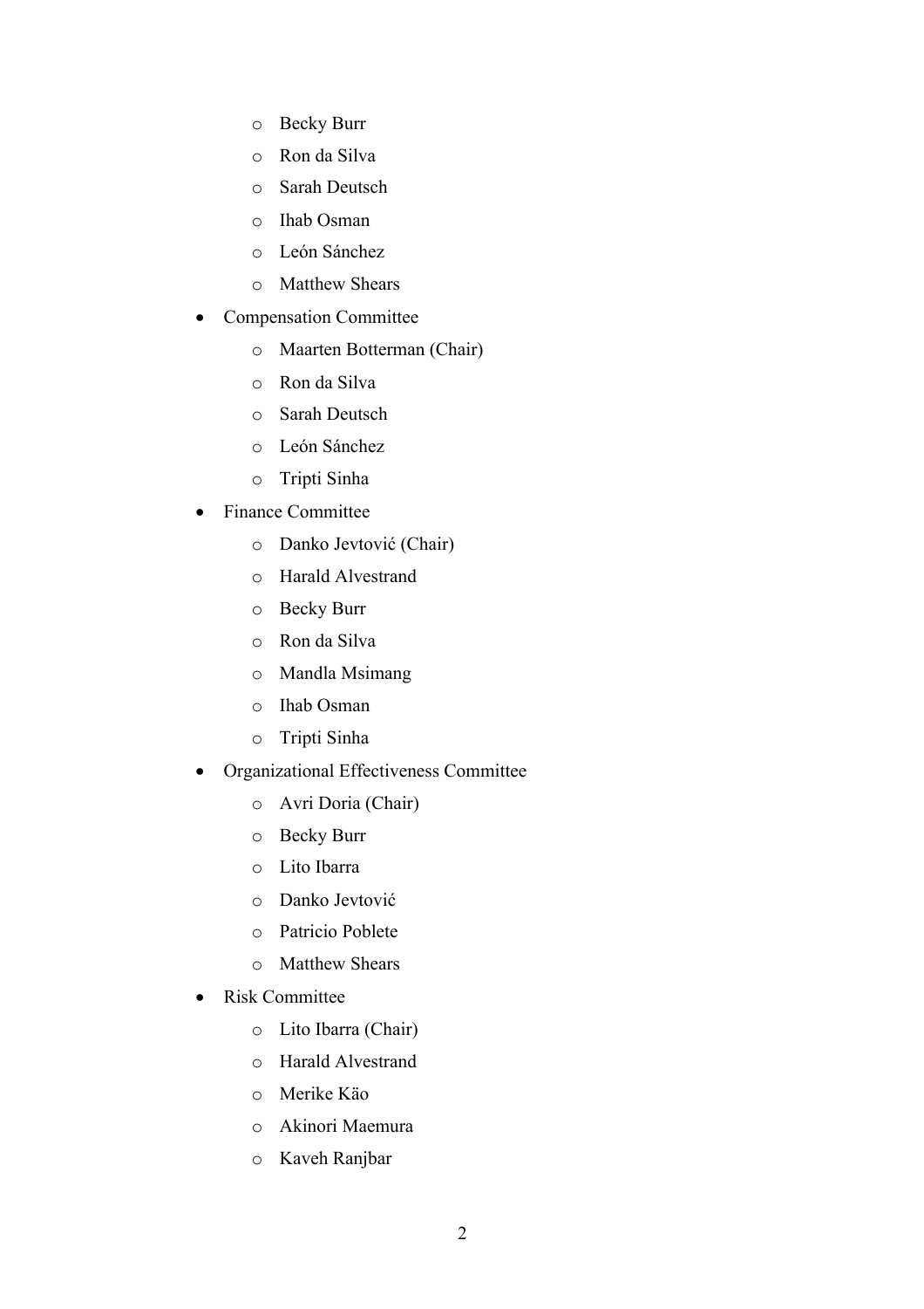- Becky Burr
  - Ron da Silva
  - Sarah Deutsch
  - Ihab Osman
  - León Sánchez
  - Matthew Shears
- Compensation Committee
  - Maarten Botterman (Chair)
  - Ron da Silva
  - Sarah Deutsch
  - León Sánchez
  - Tripti Sinha
- Finance Committee
  - Danko Jevtović (Chair)
  - Harald Alvestrand
  - Becky Burr
  - Ron da Silva
  - Mandla Msimang
  - Ihab Osman
  - Tripti Sinha
- Organizational Effectiveness Committee
  - Avri Doria (Chair)
  - Becky Burr
  - Lito Ibarra
  - Danko Jevtović
  - Patricio Poblete
  - Matthew Shears
- Risk Committee
  - Lito Ibarra (Chair)
  - Harald Alvestrand
  - Merike Käo
  - Akinori Maemura
  - Kaveh Ranjbar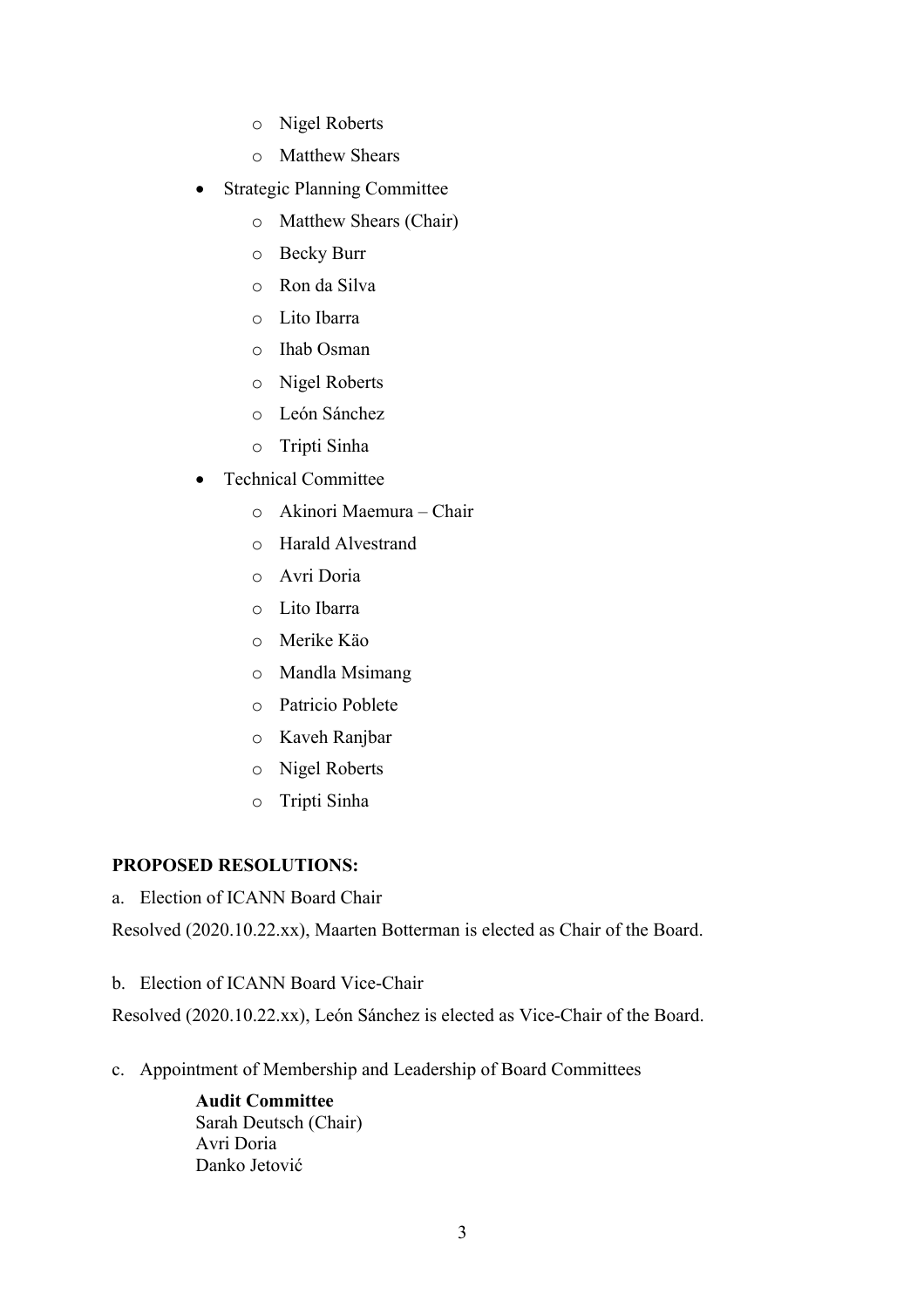- Nigel Roberts
  - Matthew Shears
- Strategic Planning Committee
  - Matthew Shears (Chair)
  - Becky Burr
  - Ron da Silva
  - Lito Ibarra
  - Ihab Osman
  - Nigel Roberts
  - León Sánchez
  - Tripti Sinha
- Technical Committee
  - Akinori Maemura – Chair
  - Harald Alvestrand
  - Avri Doria
  - Lito Ibarra
  - Merike Käo
  - Mandla Msimang
  - Patricio Poblete
  - Kaveh Ranjbar
  - Nigel Roberts
  - Tripti Sinha

**PROPOSED RESOLUTIONS:**

a. Election of ICANN Board Chair

Resolved (2020.10.22.xx), Maarten Botterman is elected as Chair of the Board.

b. Election of ICANN Board Vice-Chair

Resolved (2020.10.22.xx), León Sánchez is elected as Vice-Chair of the Board.

c. Appointment of Membership and Leadership of Board Committees

**Audit Committee**
Sarah Deutsch (Chair)
Avri Doria
Danko Jetović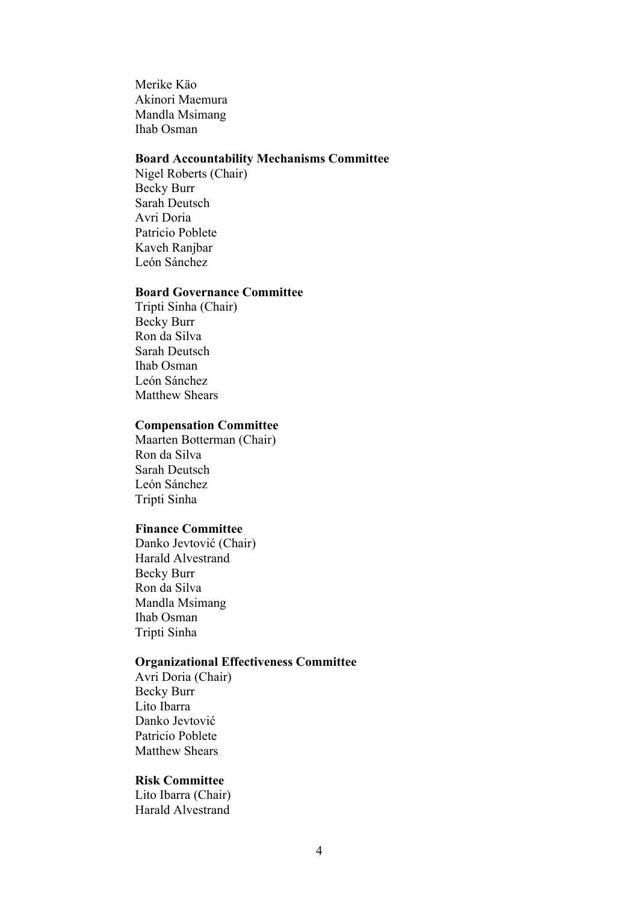Merike Käo
Akinori Maemura
Mandla Msimang
Ihab Osman

**Board Accountability Mechanisms Committee**
Nigel Roberts (Chair)
Becky Burr
Sarah Deutsch
Avri Doria
Patricio Poblete
Kaveh Ranjbar
León Sánchez

**Board Governance Committee**
Tripti Sinha (Chair)
Becky Burr
Ron da Silva
Sarah Deutsch
Ihab Osman
León Sánchez
Matthew Shears

**Compensation Committee**
Maarten Botterman (Chair)
Ron da Silva
Sarah Deutsch
León Sánchez
Tripti Sinha

**Finance Committee**
Danko Jevtović (Chair)
Harald Alvestrand
Becky Burr
Ron da Silva
Mandla Msimang
Ihab Osman
Tripti Sinha

**Organizational Effectiveness Committee**
Avri Doria (Chair)
Becky Burr
Lito Ibarra
Danko Jevtović
Patricio Poblete
Matthew Shears

**Risk Committee**
Lito Ibarra (Chair)
Harald Alvestrand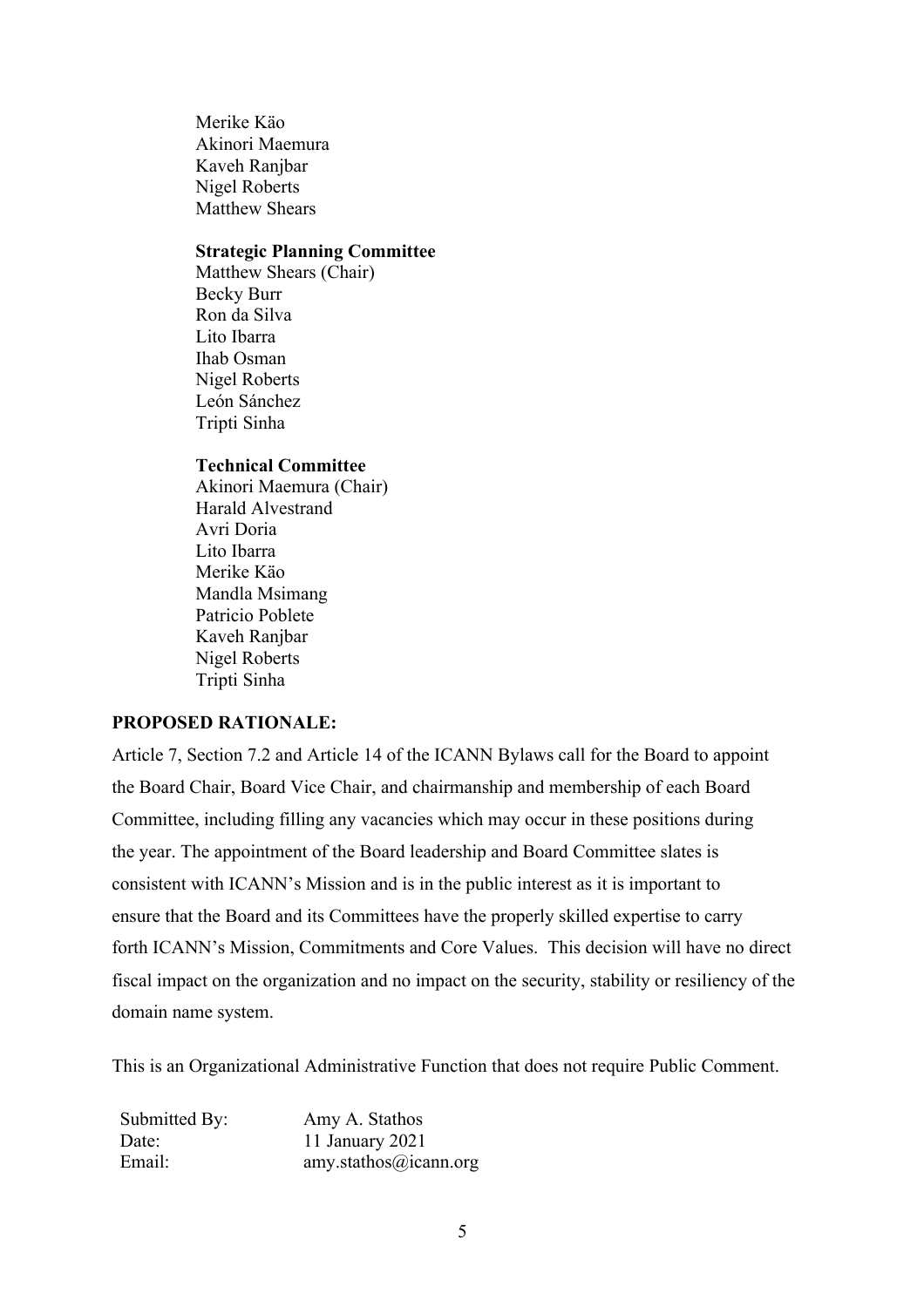Merike Käo
Akinori Maemura
Kaveh Ranjbar
Nigel Roberts
Matthew Shears

**Strategic Planning Committee**
Matthew Shears (Chair)
Becky Burr
Ron da Silva
Lito Ibarra
Ihab Osman
Nigel Roberts
León Sánchez
Tripti Sinha

**Technical Committee**
Akinori Maemura (Chair)
Harald Alvestrand
Avri Doria
Lito Ibarra
Merike Käo
Mandla Msimang
Patricio Poblete
Kaveh Ranjbar
Nigel Roberts
Tripti Sinha

**PROPOSED RATIONALE:**

Article 7, Section 7.2 and Article 14 of the ICANN Bylaws call for the Board to appoint the Board Chair, Board Vice Chair, and chairmanship and membership of each Board Committee, including filling any vacancies which may occur in these positions during the year. The appointment of the Board leadership and Board Committee slates is consistent with ICANN's Mission and is in the public interest as it is important to ensure that the Board and its Committees have the properly skilled expertise to carry forth ICANN's Mission, Commitments and Core Values. This decision will have no direct fiscal impact on the organization and no impact on the security, stability or resiliency of the domain name system.

This is an Organizational Administrative Function that does not require Public Comment.

Submitted By: Amy A. Stathos
Date: 11 January 2021
Email: amy.stathos@icann.org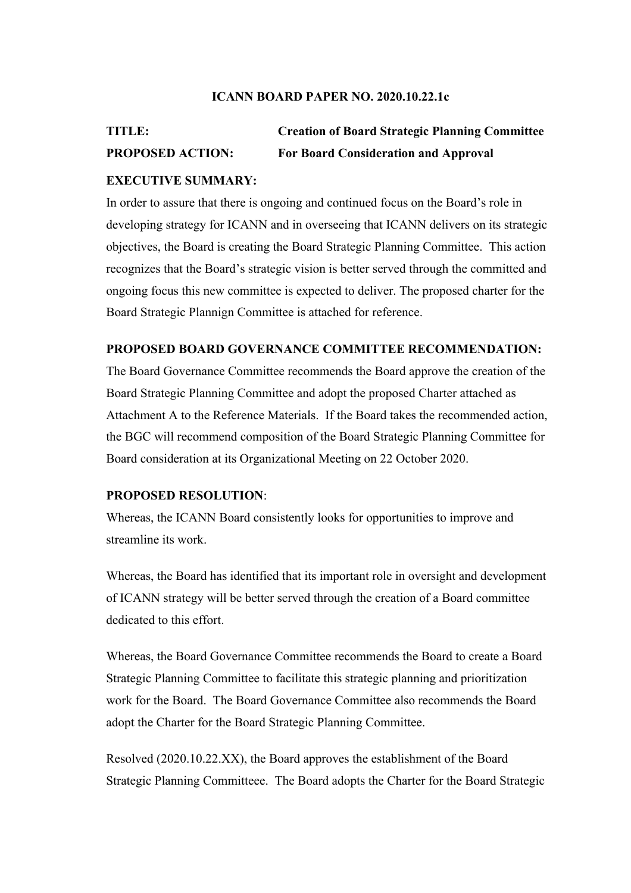**ICANN BOARD PAPER NO. 2020.10.22.1c**

**TITLE:** **Creation of Board Strategic Planning Committee**

**PROPOSED ACTION:** **For Board Consideration and Approval**

**EXECUTIVE SUMMARY:**

In order to assure that there is ongoing and continued focus on the Board's role in developing strategy for ICANN and in overseeing that ICANN delivers on its strategic objectives, the Board is creating the Board Strategic Planning Committee. This action recognizes that the Board's strategic vision is better served through the committed and ongoing focus this new committee is expected to deliver. The proposed charter for the Board Strategic Plannign Committee is attached for reference.

**PROPOSED BOARD GOVERNANCE COMMITTEE RECOMMENDATION:**

The Board Governance Committee recommends the Board approve the creation of the Board Strategic Planning Committee and adopt the proposed Charter attached as Attachment A to the Reference Materials. If the Board takes the recommended action, the BGC will recommend composition of the Board Strategic Planning Committee for Board consideration at its Organizational Meeting on 22 October 2020.

**PROPOSED RESOLUTION**:

Whereas, the ICANN Board consistently looks for opportunities to improve and streamline its work.

Whereas, the Board has identified that its important role in oversight and development of ICANN strategy will be better served through the creation of a Board committee dedicated to this effort.

Whereas, the Board Governance Committee recommends the Board to create a Board Strategic Planning Committee to facilitate this strategic planning and prioritization work for the Board. The Board Governance Committee also recommends the Board adopt the Charter for the Board Strategic Planning Committee.

Resolved (2020.10.22.XX), the Board approves the establishment of the Board Strategic Planning Committeee. The Board adopts the Charter for the Board Strategic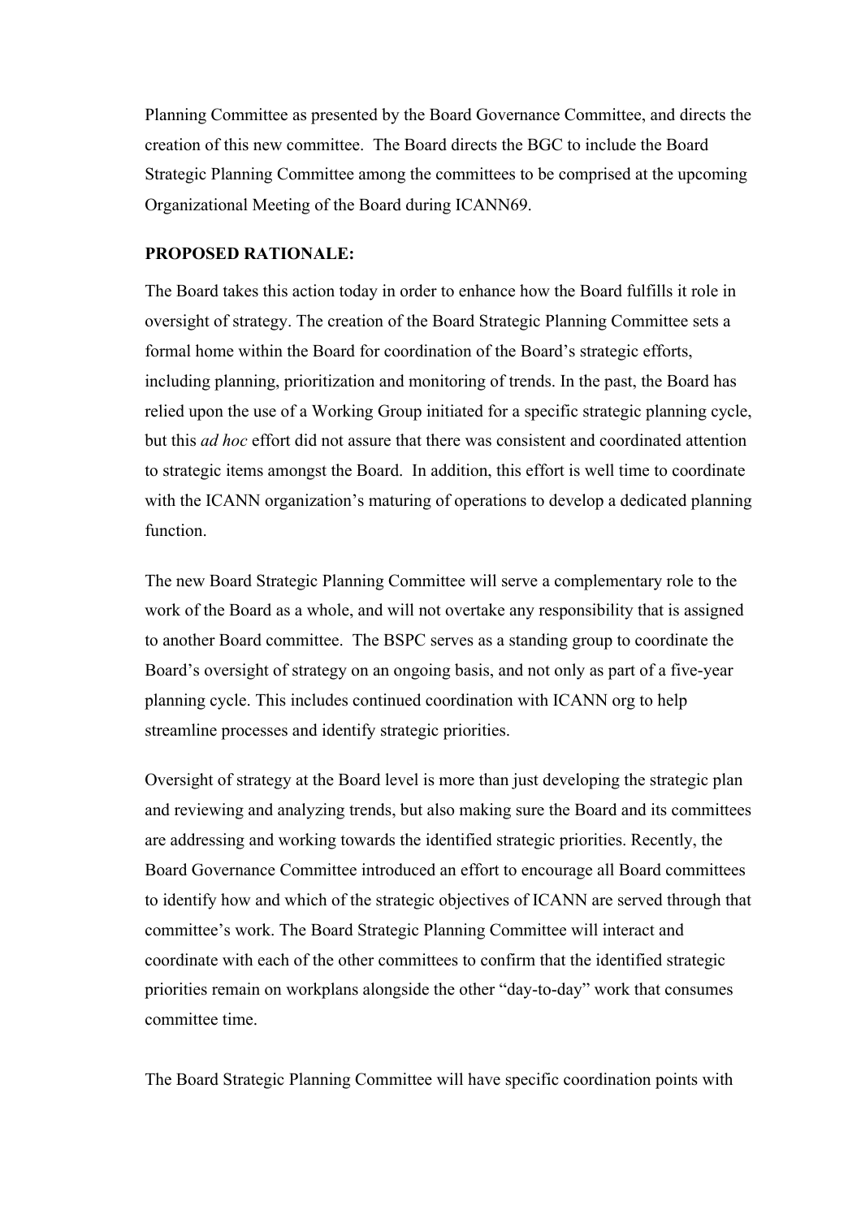Planning Committee as presented by the Board Governance Committee, and directs the creation of this new committee. The Board directs the BGC to include the Board Strategic Planning Committee among the committees to be comprised at the upcoming Organizational Meeting of the Board during ICANN69.

**PROPOSED RATIONALE:**

The Board takes this action today in order to enhance how the Board fulfills it role in oversight of strategy. The creation of the Board Strategic Planning Committee sets a formal home within the Board for coordination of the Board's strategic efforts, including planning, prioritization and monitoring of trends. In the past, the Board has relied upon the use of a Working Group initiated for a specific strategic planning cycle, but this *ad hoc* effort did not assure that there was consistent and coordinated attention to strategic items amongst the Board. In addition, this effort is well time to coordinate with the ICANN organization's maturing of operations to develop a dedicated planning function.

The new Board Strategic Planning Committee will serve a complementary role to the work of the Board as a whole, and will not overtake any responsibility that is assigned to another Board committee. The BSPC serves as a standing group to coordinate the Board's oversight of strategy on an ongoing basis, and not only as part of a five-year planning cycle. This includes continued coordination with ICANN org to help streamline processes and identify strategic priorities.

Oversight of strategy at the Board level is more than just developing the strategic plan and reviewing and analyzing trends, but also making sure the Board and its committees are addressing and working towards the identified strategic priorities. Recently, the Board Governance Committee introduced an effort to encourage all Board committees to identify how and which of the strategic objectives of ICANN are served through that committee's work. The Board Strategic Planning Committee will interact and coordinate with each of the other committees to confirm that the identified strategic priorities remain on workplans alongside the other "day-to-day" work that consumes committee time.

The Board Strategic Planning Committee will have specific coordination points with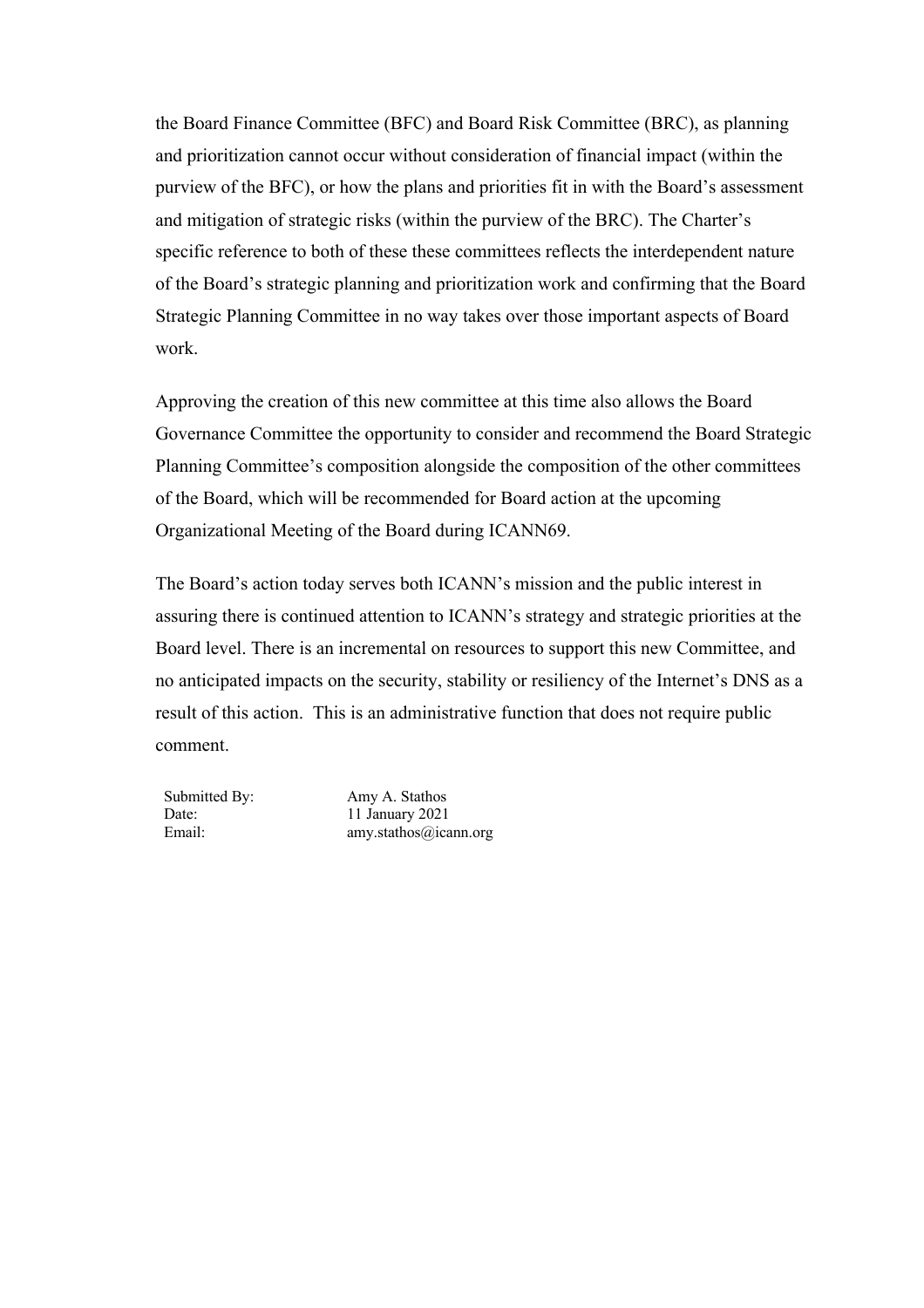the Board Finance Committee (BFC) and Board Risk Committee (BRC), as planning and prioritization cannot occur without consideration of financial impact (within the purview of the BFC), or how the plans and priorities fit in with the Board's assessment and mitigation of strategic risks (within the purview of the BRC). The Charter's specific reference to both of these these committees reflects the interdependent nature of the Board's strategic planning and prioritization work and confirming that the Board Strategic Planning Committee in no way takes over those important aspects of Board work.

Approving the creation of this new committee at this time also allows the Board Governance Committee the opportunity to consider and recommend the Board Strategic Planning Committee's composition alongside the composition of the other committees of the Board, which will be recommended for Board action at the upcoming Organizational Meeting of the Board during ICANN69.

The Board's action today serves both ICANN's mission and the public interest in assuring there is continued attention to ICANN's strategy and strategic priorities at the Board level. There is an incremental on resources to support this new Committee, and no anticipated impacts on the security, stability or resiliency of the Internet's DNS as a result of this action. This is an administrative function that does not require public comment.

| | |
|---|---|
| Submitted By: | Amy A. Stathos |
| Date: | 11 January 2021 |
| Email: | amy.stathos@icann.org |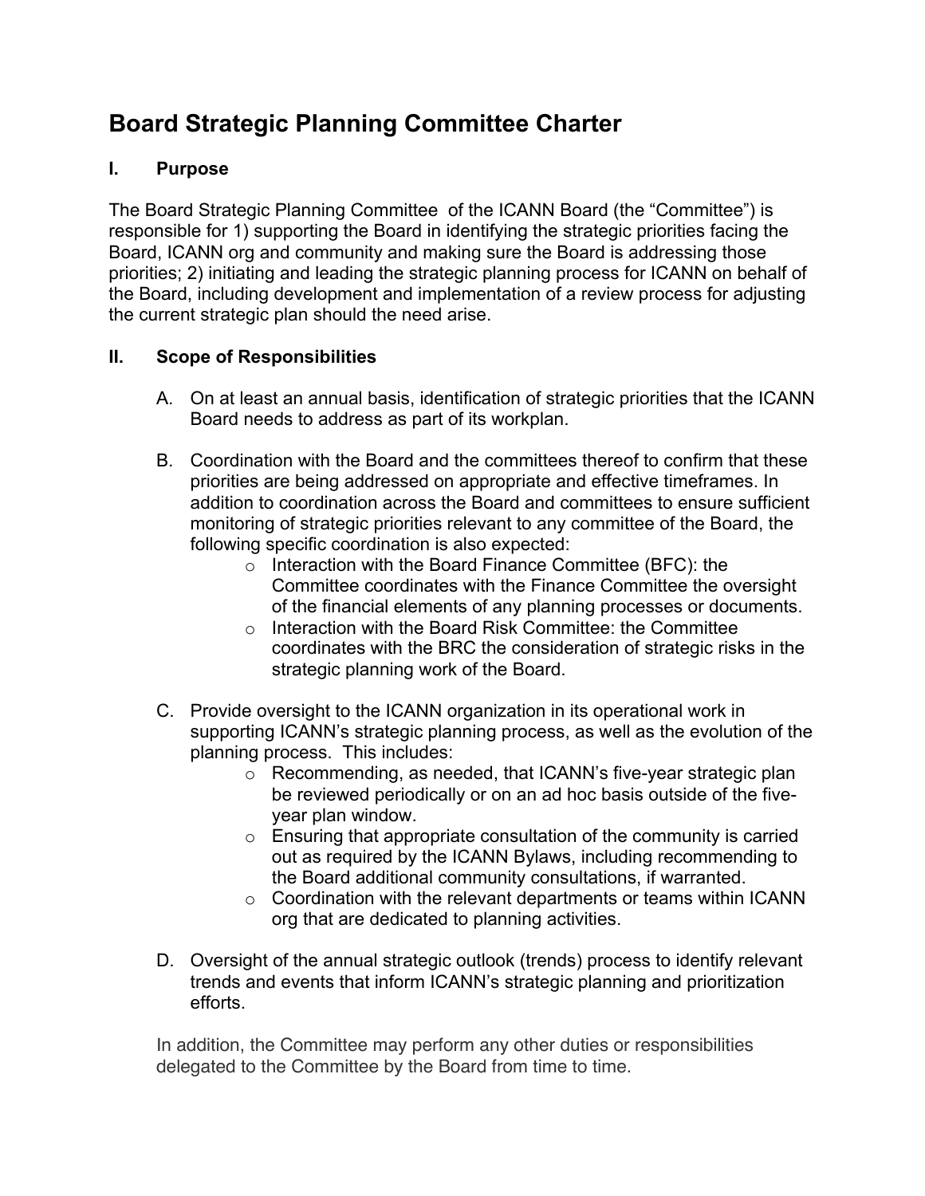# Board Strategic Planning Committee Charter

## I. Purpose

The Board Strategic Planning Committee  of the ICANN Board (the "Committee") is responsible for 1) supporting the Board in identifying the strategic priorities facing the Board, ICANN org and community and making sure the Board is addressing those priorities; 2) initiating and leading the strategic planning process for ICANN on behalf of the Board, including development and implementation of a review process for adjusting the current strategic plan should the need arise.

## II. Scope of Responsibilities

A. On at least an annual basis, identification of strategic priorities that the ICANN Board needs to address as part of its workplan.

B. Coordination with the Board and the committees thereof to confirm that these priorities are being addressed on appropriate and effective timeframes. In addition to coordination across the Board and committees to ensure sufficient monitoring of strategic priorities relevant to any committee of the Board, the following specific coordination is also expected:
   - Interaction with the Board Finance Committee (BFC): the Committee coordinates with the Finance Committee the oversight of the financial elements of any planning processes or documents.
   - Interaction with the Board Risk Committee: the Committee coordinates with the BRC the consideration of strategic risks in the strategic planning work of the Board.

C. Provide oversight to the ICANN organization in its operational work in supporting ICANN's strategic planning process, as well as the evolution of the planning process.  This includes:
   - Recommending, as needed, that ICANN's five-year strategic plan be reviewed periodically or on an ad hoc basis outside of the five-year plan window.
   - Ensuring that appropriate consultation of the community is carried out as required by the ICANN Bylaws, including recommending to the Board additional community consultations, if warranted.
   - Coordination with the relevant departments or teams within ICANN org that are dedicated to planning activities.

D. Oversight of the annual strategic outlook (trends) process to identify relevant trends and events that inform ICANN's strategic planning and prioritization efforts.

In addition, the Committee may perform any other duties or responsibilities delegated to the Committee by the Board from time to time.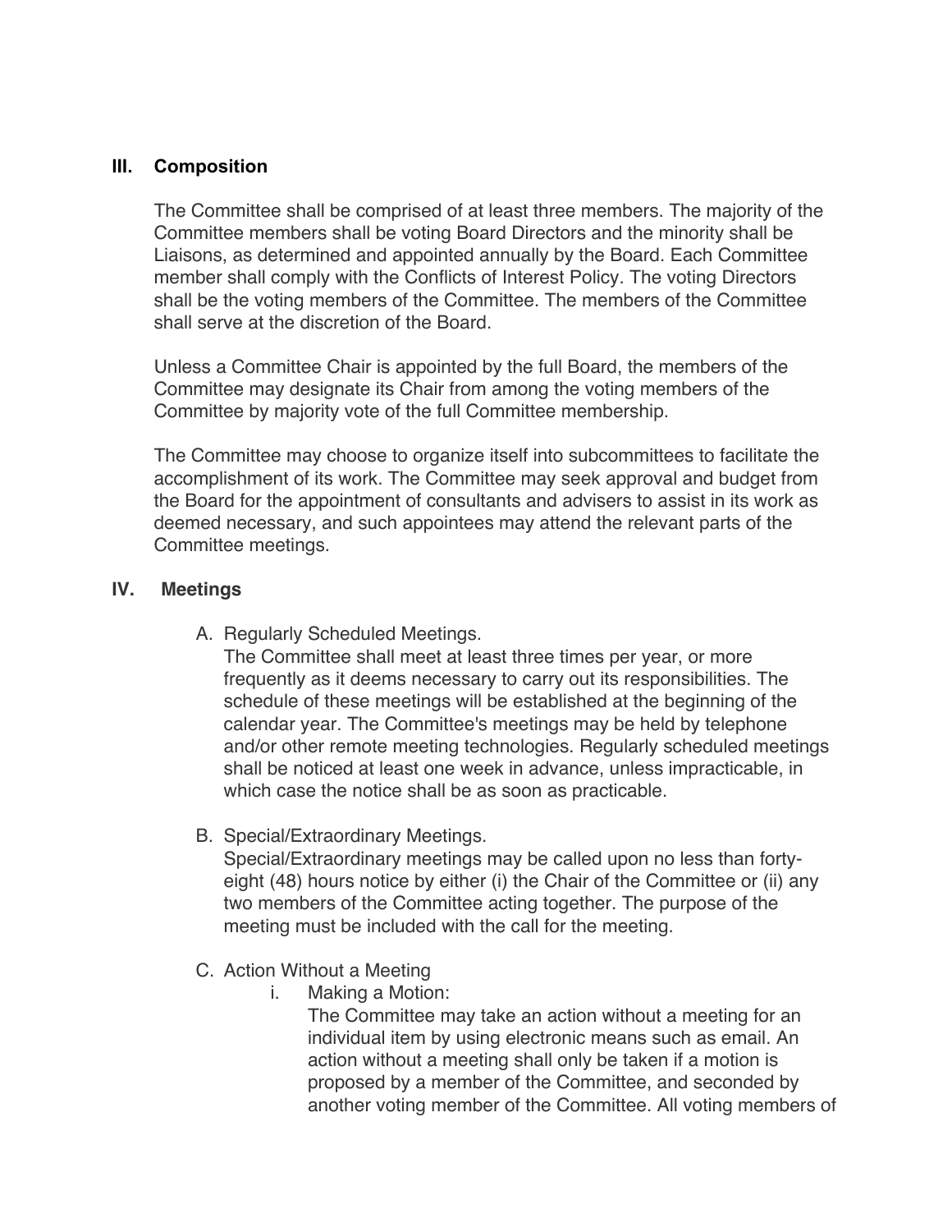## III. Composition

The Committee shall be comprised of at least three members. The majority of the Committee members shall be voting Board Directors and the minority shall be Liaisons, as determined and appointed annually by the Board. Each Committee member shall comply with the Conflicts of Interest Policy. The voting Directors shall be the voting members of the Committee. The members of the Committee shall serve at the discretion of the Board.

Unless a Committee Chair is appointed by the full Board, the members of the Committee may designate its Chair from among the voting members of the Committee by majority vote of the full Committee membership.

The Committee may choose to organize itself into subcommittees to facilitate the accomplishment of its work. The Committee may seek approval and budget from the Board for the appointment of consultants and advisers to assist in its work as deemed necessary, and such appointees may attend the relevant parts of the Committee meetings.

## IV. Meetings

A. Regularly Scheduled Meetings.
   The Committee shall meet at least three times per year, or more frequently as it deems necessary to carry out its responsibilities. The schedule of these meetings will be established at the beginning of the calendar year. The Committee's meetings may be held by telephone and/or other remote meeting technologies. Regularly scheduled meetings shall be noticed at least one week in advance, unless impracticable, in which case the notice shall be as soon as practicable.

B. Special/Extraordinary Meetings.
   Special/Extraordinary meetings may be called upon no less than forty-eight (48) hours notice by either (i) the Chair of the Committee or (ii) any two members of the Committee acting together. The purpose of the meeting must be included with the call for the meeting.

C. Action Without a Meeting
   i. Making a Motion:
      The Committee may take an action without a meeting for an individual item by using electronic means such as email. An action without a meeting shall only be taken if a motion is proposed by a member of the Committee, and seconded by another voting member of the Committee. All voting members of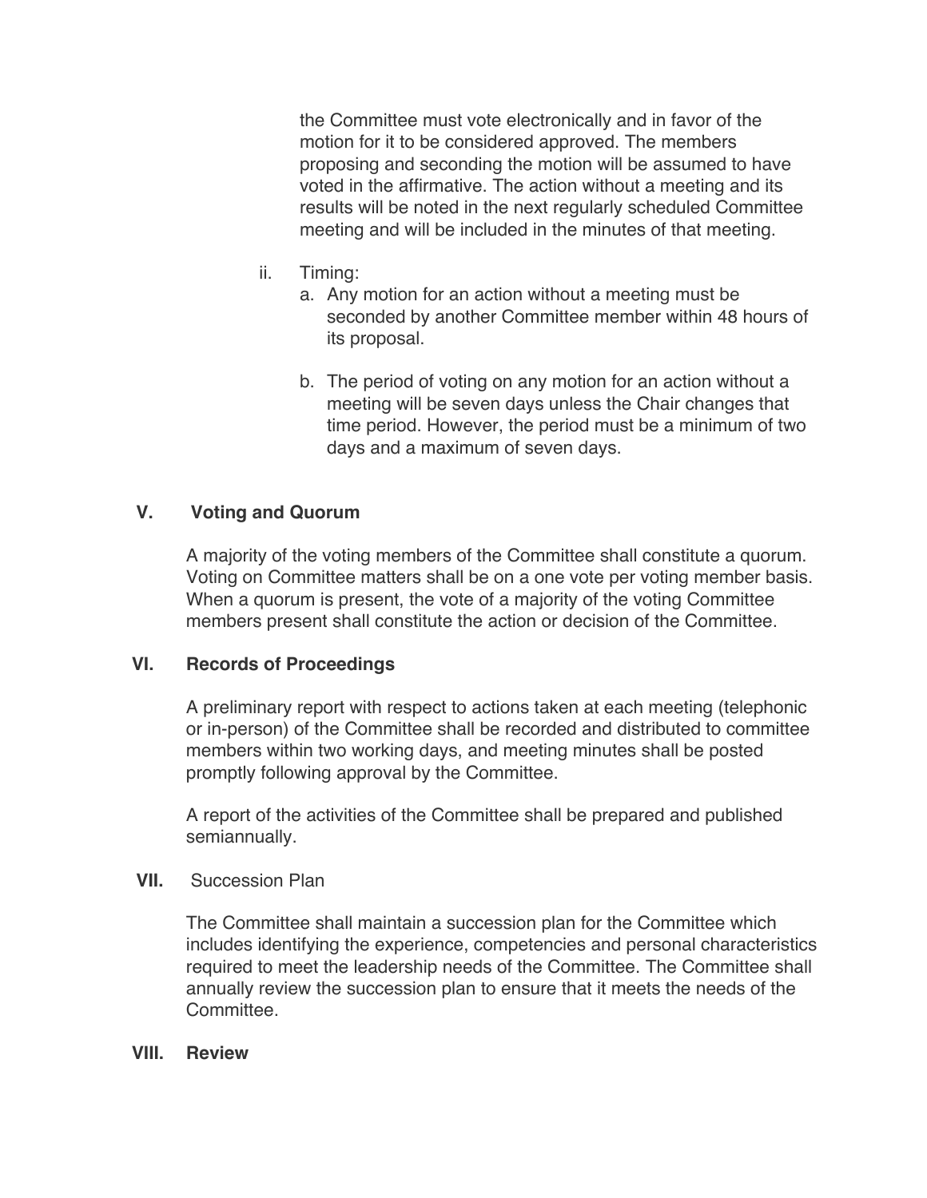the Committee must vote electronically and in favor of the motion for it to be considered approved. The members proposing and seconding the motion will be assumed to have voted in the affirmative. The action without a meeting and its results will be noted in the next regularly scheduled Committee meeting and will be included in the minutes of that meeting.

ii. Timing:
   a. Any motion for an action without a meeting must be seconded by another Committee member within 48 hours of its proposal.
   b. The period of voting on any motion for an action without a meeting will be seven days unless the Chair changes that time period. However, the period must be a minimum of two days and a maximum of seven days.

## V. Voting and Quorum

A majority of the voting members of the Committee shall constitute a quorum. Voting on Committee matters shall be on a one vote per voting member basis. When a quorum is present, the vote of a majority of the voting Committee members present shall constitute the action or decision of the Committee.

## VI. Records of Proceedings

A preliminary report with respect to actions taken at each meeting (telephonic or in-person) of the Committee shall be recorded and distributed to committee members within two working days, and meeting minutes shall be posted promptly following approval by the Committee.

A report of the activities of the Committee shall be prepared and published semiannually.

## VII. Succession Plan

The Committee shall maintain a succession plan for the Committee which includes identifying the experience, competencies and personal characteristics required to meet the leadership needs of the Committee. The Committee shall annually review the succession plan to ensure that it meets the needs of the Committee.

## VIII. Review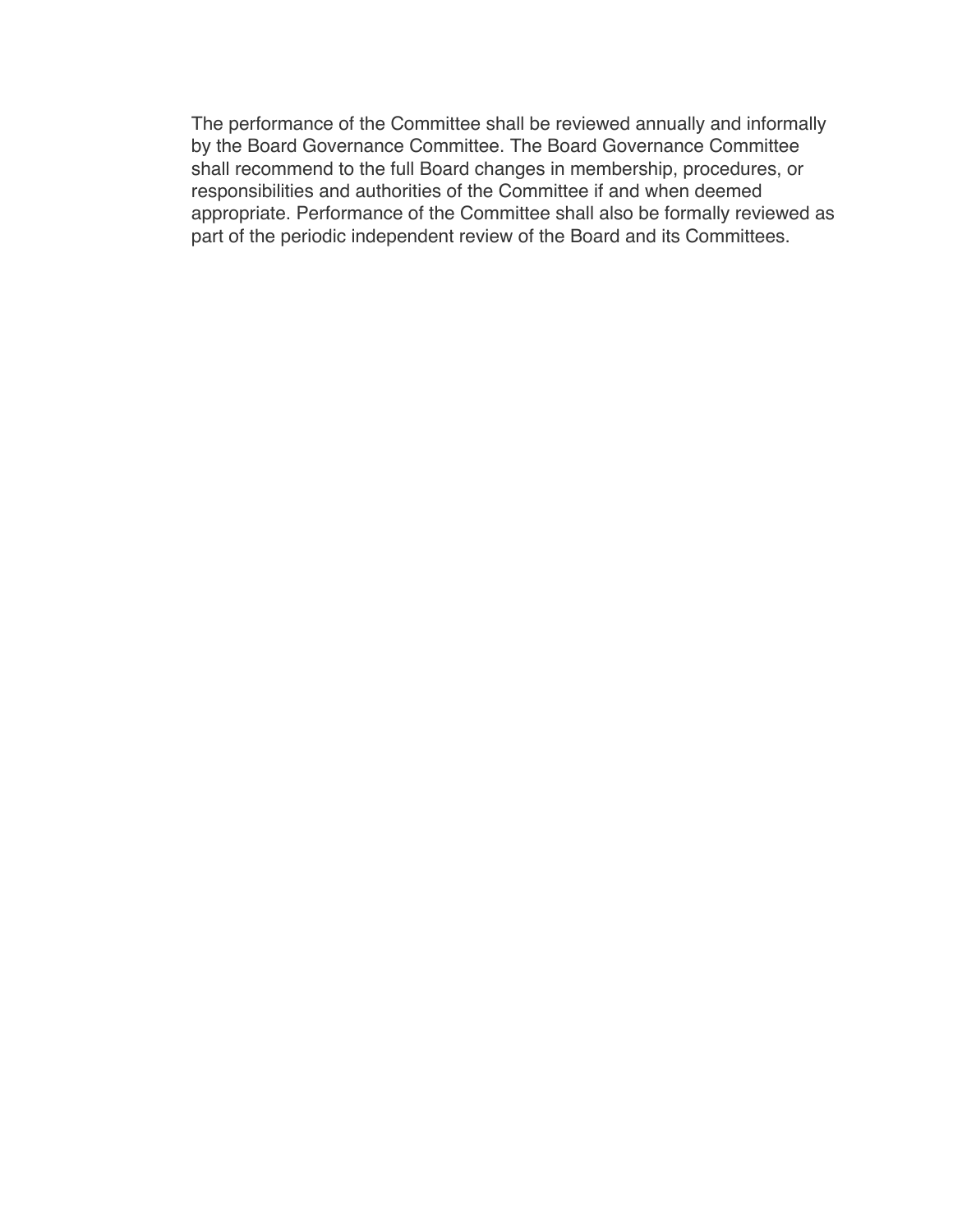The performance of the Committee shall be reviewed annually and informally by the Board Governance Committee. The Board Governance Committee shall recommend to the full Board changes in membership, procedures, or responsibilities and authorities of the Committee if and when deemed appropriate. Performance of the Committee shall also be formally reviewed as part of the periodic independent review of the Board and its Committees.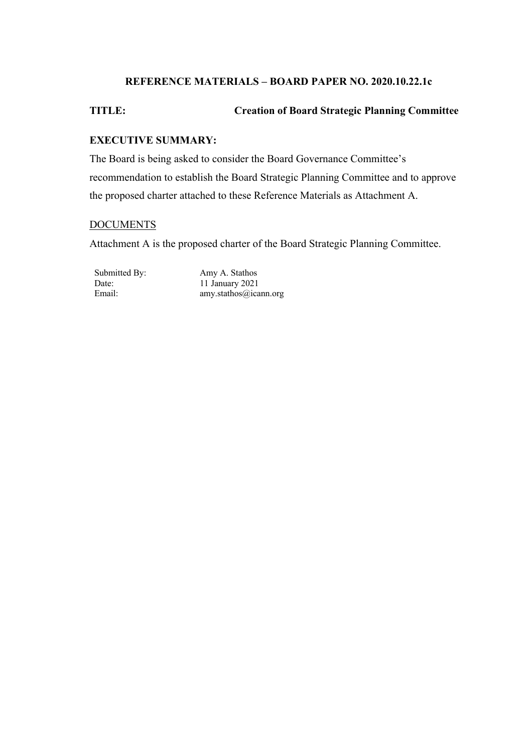**REFERENCE MATERIALS – BOARD PAPER NO. 2020.10.22.1c**

**TITLE:** **Creation of Board Strategic Planning Committee**

**EXECUTIVE SUMMARY:**

The Board is being asked to consider the Board Governance Committee's recommendation to establish the Board Strategic Planning Committee and to approve the proposed charter attached to these Reference Materials as Attachment A.

<u>DOCUMENTS</u>

Attachment A is the proposed charter of the Board Strategic Planning Committee.

Submitted By: Amy A. Stathos
Date: 11 January 2021
Email: amy.stathos@icann.org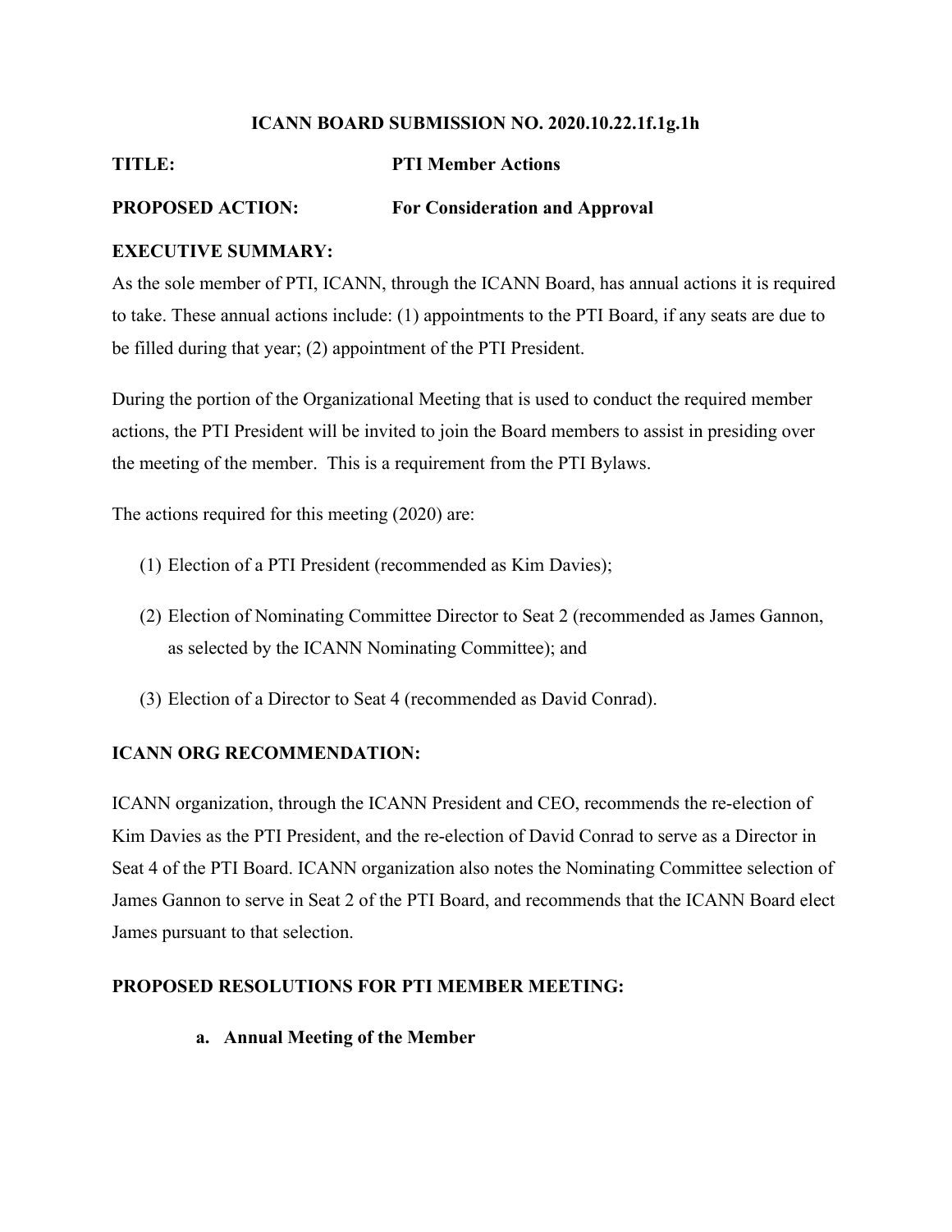**ICANN BOARD SUBMISSION NO. 2020.10.22.1f.1g.1h**

**TITLE:** **PTI Member Actions**

**PROPOSED ACTION:** **For Consideration and Approval**

**EXECUTIVE SUMMARY:**

As the sole member of PTI, ICANN, through the ICANN Board, has annual actions it is required to take. These annual actions include: (1) appointments to the PTI Board, if any seats are due to be filled during that year; (2) appointment of the PTI President.

During the portion of the Organizational Meeting that is used to conduct the required member actions, the PTI President will be invited to join the Board members to assist in presiding over the meeting of the member. This is a requirement from the PTI Bylaws.

The actions required for this meeting (2020) are:

(1) Election of a PTI President (recommended as Kim Davies);

(2) Election of Nominating Committee Director to Seat 2 (recommended as James Gannon, as selected by the ICANN Nominating Committee); and

(3) Election of a Director to Seat 4 (recommended as David Conrad).

**ICANN ORG RECOMMENDATION:**

ICANN organization, through the ICANN President and CEO, recommends the re-election of Kim Davies as the PTI President, and the re-election of David Conrad to serve as a Director in Seat 4 of the PTI Board. ICANN organization also notes the Nominating Committee selection of James Gannon to serve in Seat 2 of the PTI Board, and recommends that the ICANN Board elect James pursuant to that selection.

**PROPOSED RESOLUTIONS FOR PTI MEMBER MEETING:**

**a. Annual Meeting of the Member**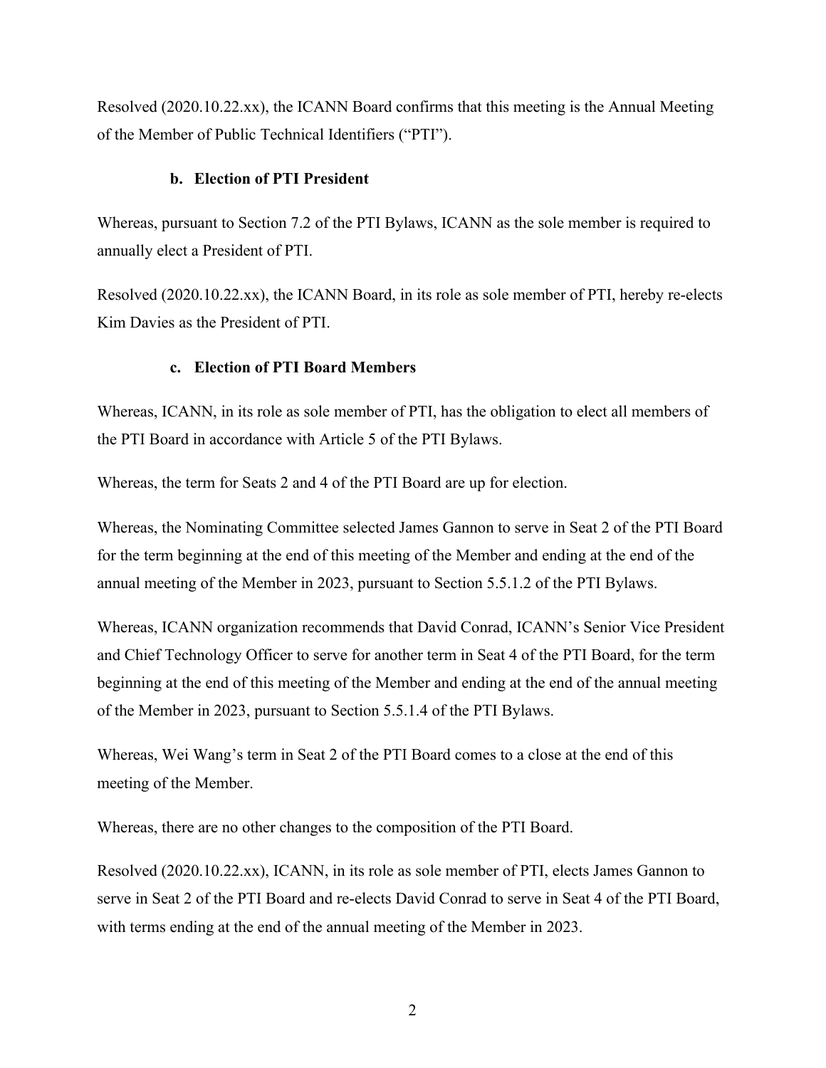Resolved (2020.10.22.xx), the ICANN Board confirms that this meeting is the Annual Meeting of the Member of Public Technical Identifiers ("PTI").

### b. Election of PTI President

Whereas, pursuant to Section 7.2 of the PTI Bylaws, ICANN as the sole member is required to annually elect a President of PTI.

Resolved (2020.10.22.xx), the ICANN Board, in its role as sole member of PTI, hereby re-elects Kim Davies as the President of PTI.

### c. Election of PTI Board Members

Whereas, ICANN, in its role as sole member of PTI, has the obligation to elect all members of the PTI Board in accordance with Article 5 of the PTI Bylaws.

Whereas, the term for Seats 2 and 4 of the PTI Board are up for election.

Whereas, the Nominating Committee selected James Gannon to serve in Seat 2 of the PTI Board for the term beginning at the end of this meeting of the Member and ending at the end of the annual meeting of the Member in 2023, pursuant to Section 5.5.1.2 of the PTI Bylaws.

Whereas, ICANN organization recommends that David Conrad, ICANN's Senior Vice President and Chief Technology Officer to serve for another term in Seat 4 of the PTI Board, for the term beginning at the end of this meeting of the Member and ending at the end of the annual meeting of the Member in 2023, pursuant to Section 5.5.1.4 of the PTI Bylaws.

Whereas, Wei Wang's term in Seat 2 of the PTI Board comes to a close at the end of this meeting of the Member.

Whereas, there are no other changes to the composition of the PTI Board.

Resolved (2020.10.22.xx), ICANN, in its role as sole member of PTI, elects James Gannon to serve in Seat 2 of the PTI Board and re-elects David Conrad to serve in Seat 4 of the PTI Board, with terms ending at the end of the annual meeting of the Member in 2023.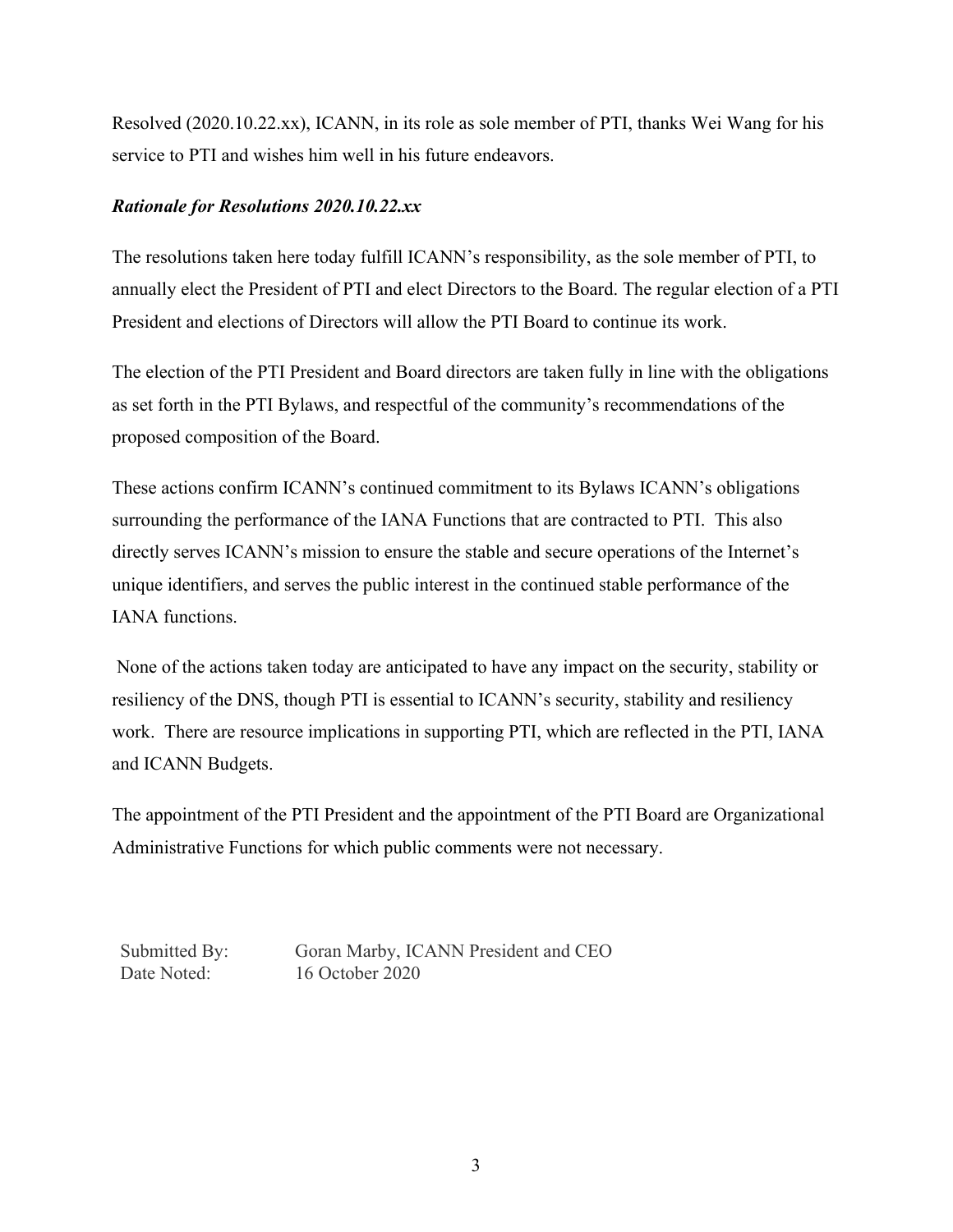Resolved (2020.10.22.xx), ICANN, in its role as sole member of PTI, thanks Wei Wang for his service to PTI and wishes him well in his future endeavors.

***Rationale for Resolutions 2020.10.22.xx***

The resolutions taken here today fulfill ICANN's responsibility, as the sole member of PTI, to annually elect the President of PTI and elect Directors to the Board. The regular election of a PTI President and elections of Directors will allow the PTI Board to continue its work.

The election of the PTI President and Board directors are taken fully in line with the obligations as set forth in the PTI Bylaws, and respectful of the community's recommendations of the proposed composition of the Board.

These actions confirm ICANN's continued commitment to its Bylaws ICANN's obligations surrounding the performance of the IANA Functions that are contracted to PTI. This also directly serves ICANN's mission to ensure the stable and secure operations of the Internet's unique identifiers, and serves the public interest in the continued stable performance of the IANA functions.

None of the actions taken today are anticipated to have any impact on the security, stability or resiliency of the DNS, though PTI is essential to ICANN's security, stability and resiliency work. There are resource implications in supporting PTI, which are reflected in the PTI, IANA and ICANN Budgets.

The appointment of the PTI President and the appointment of the PTI Board are Organizational Administrative Functions for which public comments were not necessary.

Submitted By: Goran Marby, ICANN President and CEO
Date Noted: 16 October 2020